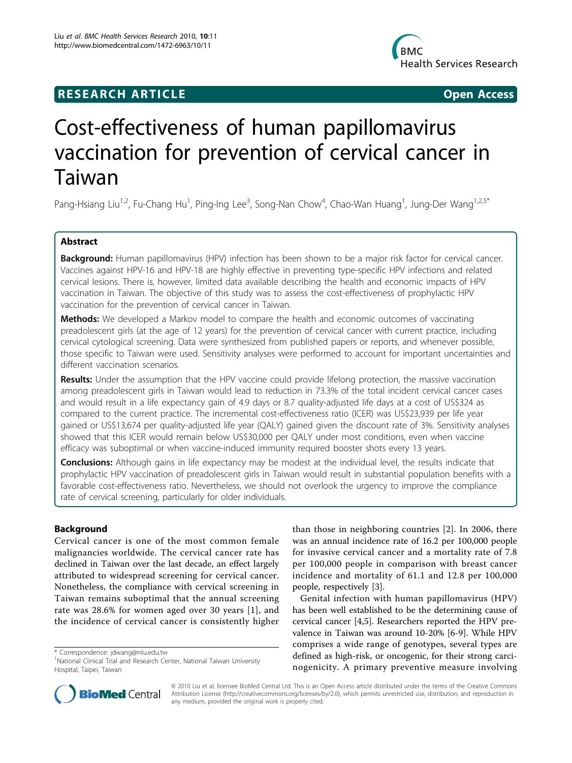**RESEARCH ARTICLE** **Open Access**

# Cost-effectiveness of human papillomavirus vaccination for prevention of cervical cancer in Taiwan

Pang-Hsiang Liu[1,2], Fu-Chang Hu[1], Ping-Ing Lee[3], Song-Nan Chow[4], Chao-Wan Huang[1], Jung-Der Wang[1,2,5*]

## Abstract

**Background:** Human papillomavirus (HPV) infection has been shown to be a major risk factor for cervical cancer. Vaccines against HPV-16 and HPV-18 are highly effective in preventing type-specific HPV infections and related cervical lesions. There is, however, limited data available describing the health and economic impacts of HPV vaccination in Taiwan. The objective of this study was to assess the cost-effectiveness of prophylactic HPV vaccination for the prevention of cervical cancer in Taiwan.

**Methods:** We developed a Markov model to compare the health and economic outcomes of vaccinating preadolescent girls (at the age of 12 years) for the prevention of cervical cancer with current practice, including cervical cytological screening. Data were synthesized from published papers or reports, and whenever possible, those specific to Taiwan were used. Sensitivity analyses were performed to account for important uncertainties and different vaccination scenarios.

**Results:** Under the assumption that the HPV vaccine could provide lifelong protection, the massive vaccination among preadolescent girls in Taiwan would lead to reduction in 73.3% of the total incident cervical cancer cases and would result in a life expectancy gain of 4.9 days or 8.7 quality-adjusted life days at a cost of US$324 as compared to the current practice. The incremental cost-effectiveness ratio (ICER) was US$23,939 per life year gained or US$13,674 per quality-adjusted life year (QALY) gained given the discount rate of 3%. Sensitivity analyses showed that this ICER would remain below US$30,000 per QALY under most conditions, even when vaccine efficacy was suboptimal or when vaccine-induced immunity required booster shots every 13 years.

**Conclusions:** Although gains in life expectancy may be modest at the individual level, the results indicate that prophylactic HPV vaccination of preadolescent girls in Taiwan would result in substantial population benefits with a favorable cost-effectiveness ratio. Nevertheless, we should not overlook the urgency to improve the compliance rate of cervical screening, particularly for older individuals.

## Background

Cervical cancer is one of the most common female malignancies worldwide. The cervical cancer rate has declined in Taiwan over the last decade, an effect largely attributed to widespread screening for cervical cancer. Nonetheless, the compliance with cervical screening in Taiwan remains suboptimal that the annual screening rate was 28.6% for women aged over 30 years [1], and the incidence of cervical cancer is consistently higher than those in neighboring countries [2]. In 2006, there was an annual incidence rate of 16.2 per 100,000 people for invasive cervical cancer and a mortality rate of 7.8 per 100,000 people in comparison with breast cancer incidence and mortality of 61.1 and 12.8 per 100,000 people, respectively [3].

Genital infection with human papillomavirus (HPV) has been well established to be the determining cause of cervical cancer [4,5]. Researchers reported the HPV prevalence in Taiwan was around 10-20% [6-9]. While HPV comprises a wide range of genotypes, several types are defined as high-risk, or oncogenic, for their strong carcinogenicity. A primary preventive measure involving

\* Correspondence: jdwang@ntu.edu.tw
[1]National Clinical Trial and Research Center, National Taiwan University Hospital, Taipei, Taiwan

© 2010 Liu et al; licensee BioMed Central Ltd. This is an Open Access article distributed under the terms of the Creative Commons Attribution License (http://creativecommons.org/licenses/by/2.0), which permits unrestricted use, distribution, and reproduction in any medium, provided the original work is properly cited.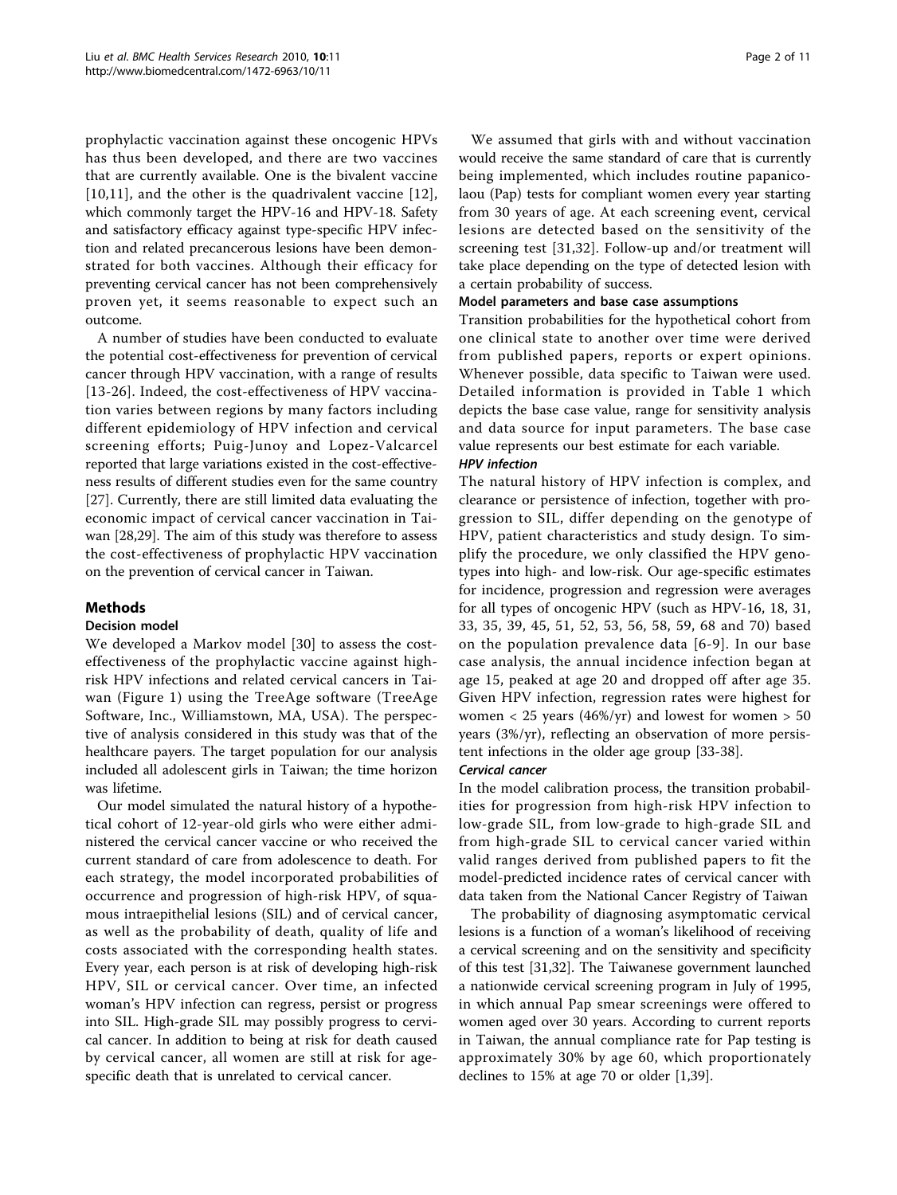prophylactic vaccination against these oncogenic HPVs has thus been developed, and there are two vaccines that are currently available. One is the bivalent vaccine [10,11], and the other is the quadrivalent vaccine [12], which commonly target the HPV-16 and HPV-18. Safety and satisfactory efficacy against type-specific HPV infection and related precancerous lesions have been demonstrated for both vaccines. Although their efficacy for preventing cervical cancer has not been comprehensively proven yet, it seems reasonable to expect such an outcome.

A number of studies have been conducted to evaluate the potential cost-effectiveness for prevention of cervical cancer through HPV vaccination, with a range of results [13-26]. Indeed, the cost-effectiveness of HPV vaccination varies between regions by many factors including different epidemiology of HPV infection and cervical screening efforts; Puig-Junoy and Lopez-Valcarcel reported that large variations existed in the cost-effectiveness results of different studies even for the same country [27]. Currently, there are still limited data evaluating the economic impact of cervical cancer vaccination in Taiwan [28,29]. The aim of this study was therefore to assess the cost-effectiveness of prophylactic HPV vaccination on the prevention of cervical cancer in Taiwan.

## Methods

### Decision model

We developed a Markov model [30] to assess the cost-effectiveness of the prophylactic vaccine against high-risk HPV infections and related cervical cancers in Taiwan (Figure 1) using the TreeAge software (TreeAge Software, Inc., Williamstown, MA, USA). The perspective of analysis considered in this study was that of the healthcare payers. The target population for our analysis included all adolescent girls in Taiwan; the time horizon was lifetime.

Our model simulated the natural history of a hypothetical cohort of 12-year-old girls who were either administered the cervical cancer vaccine or who received the current standard of care from adolescence to death. For each strategy, the model incorporated probabilities of occurrence and progression of high-risk HPV, of squamous intraepithelial lesions (SIL) and of cervical cancer, as well as the probability of death, quality of life and costs associated with the corresponding health states. Every year, each person is at risk of developing high-risk HPV, SIL or cervical cancer. Over time, an infected woman's HPV infection can regress, persist or progress into SIL. High-grade SIL may possibly progress to cervical cancer. In addition to being at risk for death caused by cervical cancer, all women are still at risk for age-specific death that is unrelated to cervical cancer.

We assumed that girls with and without vaccination would receive the same standard of care that is currently being implemented, which includes routine papanicolaou (Pap) tests for compliant women every year starting from 30 years of age. At each screening event, cervical lesions are detected based on the sensitivity of the screening test [31,32]. Follow-up and/or treatment will take place depending on the type of detected lesion with a certain probability of success.

### Model parameters and base case assumptions

Transition probabilities for the hypothetical cohort from one clinical state to another over time were derived from published papers, reports or expert opinions. Whenever possible, data specific to Taiwan were used. Detailed information is provided in Table 1 which depicts the base case value, range for sensitivity analysis and data source for input parameters. The base case value represents our best estimate for each variable.

#### *HPV infection*

The natural history of HPV infection is complex, and clearance or persistence of infection, together with progression to SIL, differ depending on the genotype of HPV, patient characteristics and study design. To simplify the procedure, we only classified the HPV genotypes into high- and low-risk. Our age-specific estimates for incidence, progression and regression were averages for all types of oncogenic HPV (such as HPV-16, 18, 31, 33, 35, 39, 45, 51, 52, 53, 56, 58, 59, 68 and 70) based on the population prevalence data [6-9]. In our base case analysis, the annual incidence infection began at age 15, peaked at age 20 and dropped off after age 35. Given HPV infection, regression rates were highest for women < 25 years (46%/yr) and lowest for women > 50 years (3%/yr), reflecting an observation of more persistent infections in the older age group [33-38].

#### *Cervical cancer*

In the model calibration process, the transition probabilities for progression from high-risk HPV infection to low-grade SIL, from low-grade to high-grade SIL and from high-grade SIL to cervical cancer varied within valid ranges derived from published papers to fit the model-predicted incidence rates of cervical cancer with data taken from the National Cancer Registry of Taiwan

The probability of diagnosing asymptomatic cervical lesions is a function of a woman's likelihood of receiving a cervical screening and on the sensitivity and specificity of this test [31,32]. The Taiwanese government launched a nationwide cervical screening program in July of 1995, in which annual Pap smear screenings were offered to women aged over 30 years. According to current reports in Taiwan, the annual compliance rate for Pap testing is approximately 30% by age 60, which proportionately declines to 15% at age 70 or older [1,39].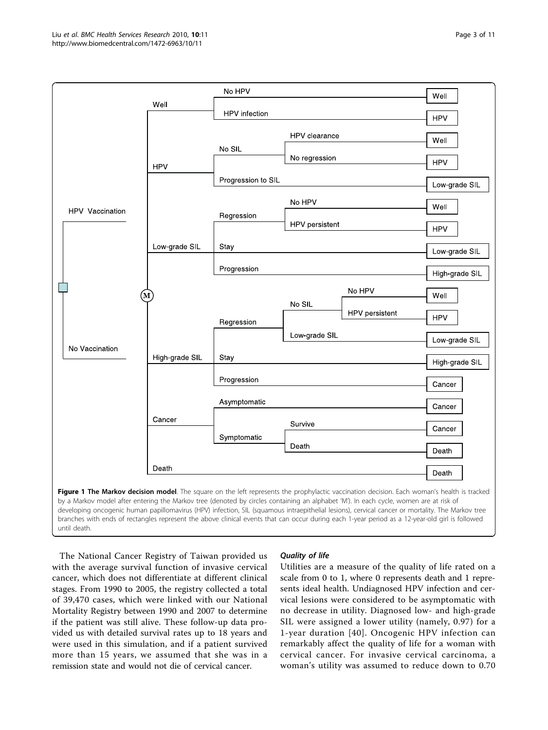**Figure 1 The Markov decision model**. The square on the left represents the prophylactic vaccination decision. Each woman's health is tracked by a Markov model after entering the Markov tree (denoted by circles containing an alphabet 'M'). In each cycle, women are at risk of developing oncogenic human papillomavirus (HPV) infection, SIL (squamous intraepithelial lesions), cervical cancer or mortality. The Markov tree branches with ends of rectangles represent the above clinical events that can occur during each 1-year period as a 12-year-old girl is followed until death.

The National Cancer Registry of Taiwan provided us with the average survival function of invasive cervical cancer, which does not differentiate at different clinical stages. From 1990 to 2005, the registry collected a total of 39,470 cases, which were linked with our National Mortality Registry between 1990 and 2007 to determine if the patient was still alive. These follow-up data provided us with detailed survival rates up to 18 years and were used in this simulation, and if a patient survived more than 15 years, we assumed that she was in a remission state and would not die of cervical cancer.

### *Quality of life*

Utilities are a measure of the quality of life rated on a scale from 0 to 1, where 0 represents death and 1 represents ideal health. Undiagnosed HPV infection and cervical lesions were considered to be asymptomatic with no decrease in utility. Diagnosed low- and high-grade SIL were assigned a lower utility (namely, 0.97) for a 1-year duration [40]. Oncogenic HPV infection can remarkably affect the quality of life for a woman with cervical cancer. For invasive cervical carcinoma, a woman's utility was assumed to reduce down to 0.70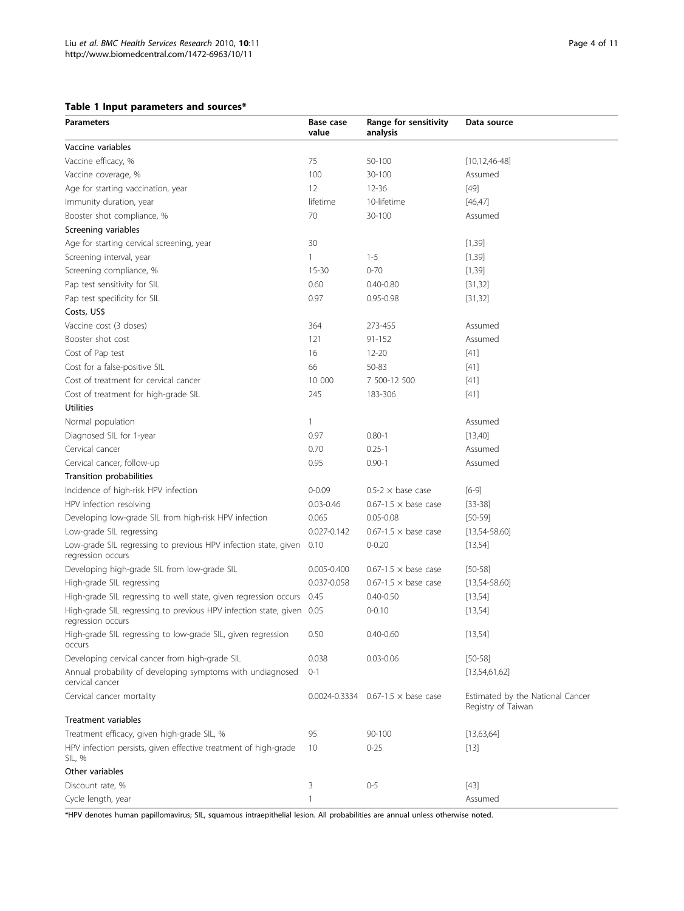**Table 1 Input parameters and sources***

| Parameters | Base case value | Range for sensitivity analysis | Data source |
|---|---|---|---|
| Vaccine variables | | | |
| Vaccine efficacy, % | 75 | 50-100 | [10,12,46-48] |
| Vaccine coverage, % | 100 | 30-100 | Assumed |
| Age for starting vaccination, year | 12 | 12-36 | [49] |
| Immunity duration, year | lifetime | 10-lifetime | [46,47] |
| Booster shot compliance, % | 70 | 30-100 | Assumed |
| Screening variables | | | |
| Age for starting cervical screening, year | 30 | | [1,39] |
| Screening interval, year | 1 | 1-5 | [1,39] |
| Screening compliance, % | 15-30 | 0-70 | [1,39] |
| Pap test sensitivity for SIL | 0.60 | 0.40-0.80 | [31,32] |
| Pap test specificity for SIL | 0.97 | 0.95-0.98 | [31,32] |
| Costs, US$ | | | |
| Vaccine cost (3 doses) | 364 | 273-455 | Assumed |
| Booster shot cost | 121 | 91-152 | Assumed |
| Cost of Pap test | 16 | 12-20 | [41] |
| Cost for a false-positive SIL | 66 | 50-83 | [41] |
| Cost of treatment for cervical cancer | 10 000 | 7 500-12 500 | [41] |
| Cost of treatment for high-grade SIL | 245 | 183-306 | [41] |
| Utilities | | | |
| Normal population | 1 | | Assumed |
| Diagnosed SIL for 1-year | 0.97 | 0.80-1 | [13,40] |
| Cervical cancer | 0.70 | 0.25-1 | Assumed |
| Cervical cancer, follow-up | 0.95 | 0.90-1 | Assumed |
| Transition probabilities | | | |
| Incidence of high-risk HPV infection | 0-0.09 | 0.5-2 × base case | [6-9] |
| HPV infection resolving | 0.03-0.46 | 0.67-1.5 × base case | [33-38] |
| Developing low-grade SIL from high-risk HPV infection | 0.065 | 0.05-0.08 | [50-59] |
| Low-grade SIL regressing | 0.027-0.142 | 0.67-1.5 × base case | [13,54-58,60] |
| Low-grade SIL regressing to previous HPV infection state, given regression occurs | 0.10 | 0-0.20 | [13,54] |
| Developing high-grade SIL from low-grade SIL | 0.005-0.400 | 0.67-1.5 × base case | [50-58] |
| High-grade SIL regressing | 0.037-0.058 | 0.67-1.5 × base case | [13,54-58,60] |
| High-grade SIL regressing to well state, given regression occurs | 0.45 | 0.40-0.50 | [13,54] |
| High-grade SIL regressing to previous HPV infection state, given regression occurs | 0.05 | 0-0.10 | [13,54] |
| High-grade SIL regressing to low-grade SIL, given regression occurs | 0.50 | 0.40-0.60 | [13,54] |
| Developing cervical cancer from high-grade SIL | 0.038 | 0.03-0.06 | [50-58] |
| Annual probability of developing symptoms with undiagnosed cervical cancer | 0-1 | | [13,54,61,62] |
| Cervical cancer mortality | 0.0024-0.3334 | 0.67-1.5 × base case | Estimated by the National Cancer Registry of Taiwan |
| Treatment variables | | | |
| Treatment efficacy, given high-grade SIL, % | 95 | 90-100 | [13,63,64] |
| HPV infection persists, given effective treatment of high-grade SIL, % | 10 | 0-25 | [13] |
| Other variables | | | |
| Discount rate, % | 3 | 0-5 | [43] |
| Cycle length, year | 1 | | Assumed |

*HPV denotes human papillomavirus; SIL, squamous intraepithelial lesion. All probabilities are annual unless otherwise noted.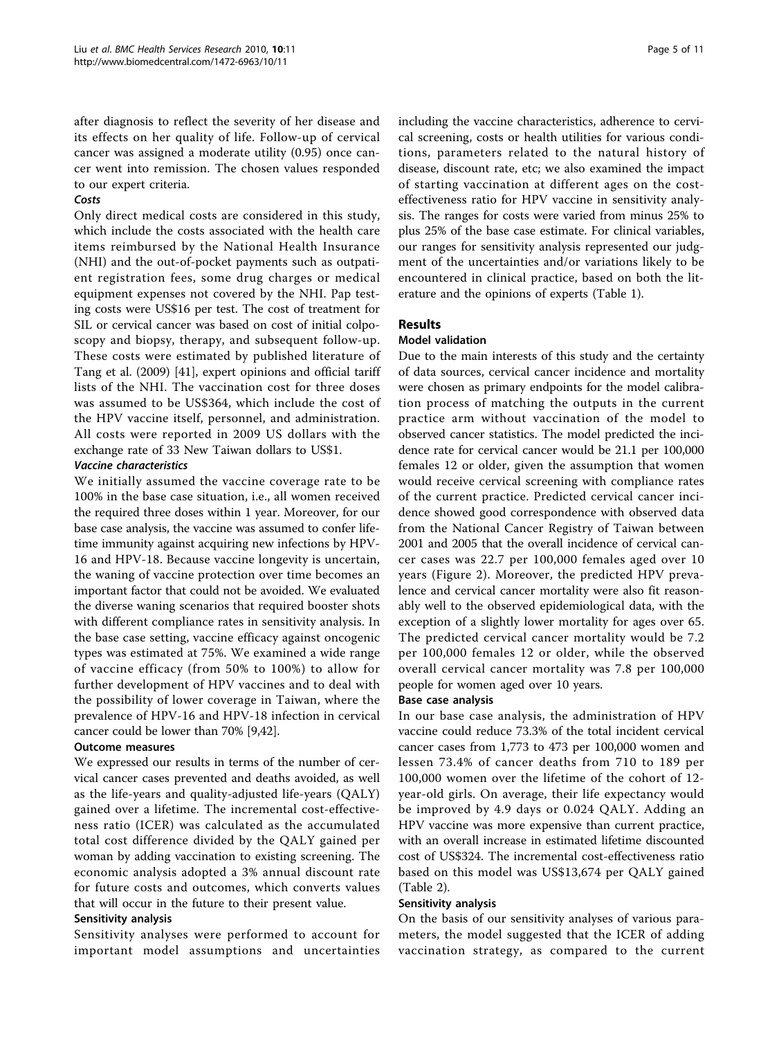after diagnosis to reflect the severity of her disease and its effects on her quality of life. Follow-up of cervical cancer was assigned a moderate utility (0.95) once cancer went into remission. The chosen values responded to our expert criteria.

#### *Costs*

Only direct medical costs are considered in this study, which include the costs associated with the health care items reimbursed by the National Health Insurance (NHI) and the out-of-pocket payments such as outpatient registration fees, some drug charges or medical equipment expenses not covered by the NHI. Pap testing costs were US$16 per test. The cost of treatment for SIL or cervical cancer was based on cost of initial colposcopy and biopsy, therapy, and subsequent follow-up. These costs were estimated by published literature of Tang et al. (2009) [41], expert opinions and official tariff lists of the NHI. The vaccination cost for three doses was assumed to be US$364, which include the cost of the HPV vaccine itself, personnel, and administration. All costs were reported in 2009 US dollars with the exchange rate of 33 New Taiwan dollars to US$1.

#### *Vaccine characteristics*

We initially assumed the vaccine coverage rate to be 100% in the base case situation, i.e., all women received the required three doses within 1 year. Moreover, for our base case analysis, the vaccine was assumed to confer lifetime immunity against acquiring new infections by HPV-16 and HPV-18. Because vaccine longevity is uncertain, the waning of vaccine protection over time becomes an important factor that could not be avoided. We evaluated the diverse waning scenarios that required booster shots with different compliance rates in sensitivity analysis. In the base case setting, vaccine efficacy against oncogenic types was estimated at 75%. We examined a wide range of vaccine efficacy (from 50% to 100%) to allow for further development of HPV vaccines and to deal with the possibility of lower coverage in Taiwan, where the prevalence of HPV-16 and HPV-18 infection in cervical cancer could be lower than 70% [9,42].

### Outcome measures

We expressed our results in terms of the number of cervical cancer cases prevented and deaths avoided, as well as the life-years and quality-adjusted life-years (QALY) gained over a lifetime. The incremental cost-effectiveness ratio (ICER) was calculated as the accumulated total cost difference divided by the QALY gained per woman by adding vaccination to existing screening. The economic analysis adopted a 3% annual discount rate for future costs and outcomes, which converts values that will occur in the future to their present value.

### Sensitivity analysis

Sensitivity analyses were performed to account for important model assumptions and uncertainties including the vaccine characteristics, adherence to cervical screening, costs or health utilities for various conditions, parameters related to the natural history of disease, discount rate, etc; we also examined the impact of starting vaccination at different ages on the cost-effectiveness ratio for HPV vaccine in sensitivity analysis. The ranges for costs were varied from minus 25% to plus 25% of the base case estimate. For clinical variables, our ranges for sensitivity analysis represented our judgment of the uncertainties and/or variations likely to be encountered in clinical practice, based on both the literature and the opinions of experts (Table 1).

## Results

### Model validation

Due to the main interests of this study and the certainty of data sources, cervical cancer incidence and mortality were chosen as primary endpoints for the model calibration process of matching the outputs in the current practice arm without vaccination of the model to observed cancer statistics. The model predicted the incidence rate for cervical cancer would be 21.1 per 100,000 females 12 or older, given the assumption that women would receive cervical screening with compliance rates of the current practice. Predicted cervical cancer incidence showed good correspondence with observed data from the National Cancer Registry of Taiwan between 2001 and 2005 that the overall incidence of cervical cancer cases was 22.7 per 100,000 females aged over 10 years (Figure 2). Moreover, the predicted HPV prevalence and cervical cancer mortality were also fit reasonably well to the observed epidemiological data, with the exception of a slightly lower mortality for ages over 65. The predicted cervical cancer mortality would be 7.2 per 100,000 females 12 or older, while the observed overall cervical cancer mortality was 7.8 per 100,000 people for women aged over 10 years.

### Base case analysis

In our base case analysis, the administration of HPV vaccine could reduce 73.3% of the total incident cervical cancer cases from 1,773 to 473 per 100,000 women and lessen 73.4% of cancer deaths from 710 to 189 per 100,000 women over the lifetime of the cohort of 12-year-old girls. On average, their life expectancy would be improved by 4.9 days or 0.024 QALY. Adding an HPV vaccine was more expensive than current practice, with an overall increase in estimated lifetime discounted cost of US$324. The incremental cost-effectiveness ratio based on this model was US$13,674 per QALY gained (Table 2).

### Sensitivity analysis

On the basis of our sensitivity analyses of various parameters, the model suggested that the ICER of adding vaccination strategy, as compared to the current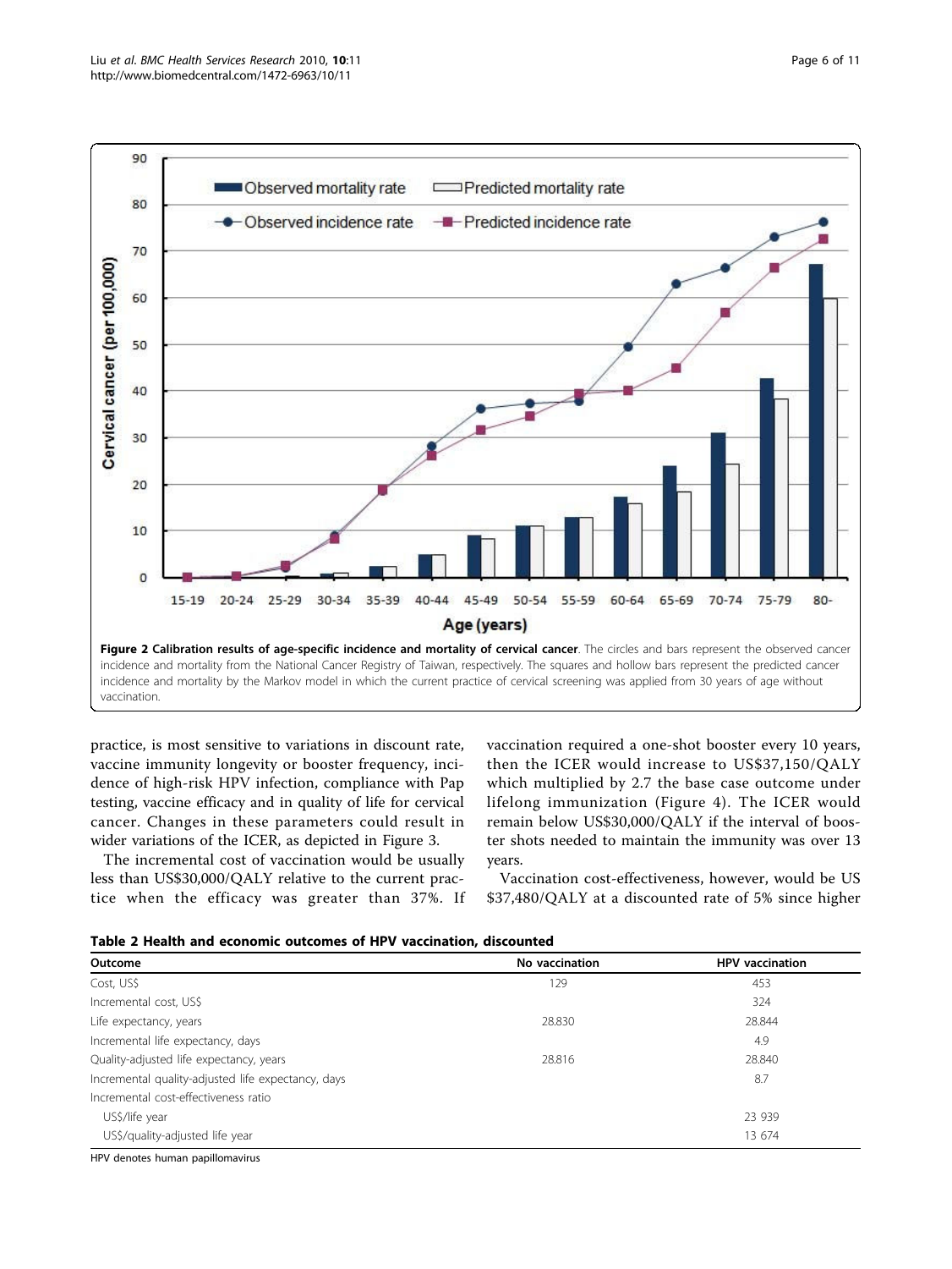Figure 2 **Calibration results of age-specific incidence and mortality of cervical cancer**. The circles and bars represent the observed cancer incidence and mortality from the National Cancer Registry of Taiwan, respectively. The squares and hollow bars represent the predicted cancer incidence and mortality by the Markov model in which the current practice of cervical screening was applied from 30 years of age without vaccination.

practice, is most sensitive to variations in discount rate, vaccine immunity longevity or booster frequency, incidence of high-risk HPV infection, compliance with Pap testing, vaccine efficacy and in quality of life for cervical cancer. Changes in these parameters could result in wider variations of the ICER, as depicted in Figure 3.

The incremental cost of vaccination would be usually less than US$30,000/QALY relative to the current practice when the efficacy was greater than 37%. If vaccination required a one-shot booster every 10 years, then the ICER would increase to US$37,150/QALY which multiplied by 2.7 the base case outcome under lifelong immunization (Figure 4). The ICER would remain below US$30,000/QALY if the interval of booster shots needed to maintain the immunity was over 13 years.

Vaccination cost-effectiveness, however, would be US $37,480/QALY at a discounted rate of 5% since higher

**Table 2 Health and economic outcomes of HPV vaccination, discounted**

| Outcome | No vaccination | HPV vaccination |
|---|---|---|
| Cost, US$ | 129 | 453 |
| Incremental cost, US$ | | 324 |
| Life expectancy, years | 28.830 | 28.844 |
| Incremental life expectancy, days | | 4.9 |
| Quality-adjusted life expectancy, years | 28.816 | 28.840 |
| Incremental quality-adjusted life expectancy, days | | 8.7 |
| Incremental cost-effectiveness ratio | | |
| US$/life year | | 23 939 |
| US$/quality-adjusted life year | | 13 674 |

HPV denotes human papillomavirus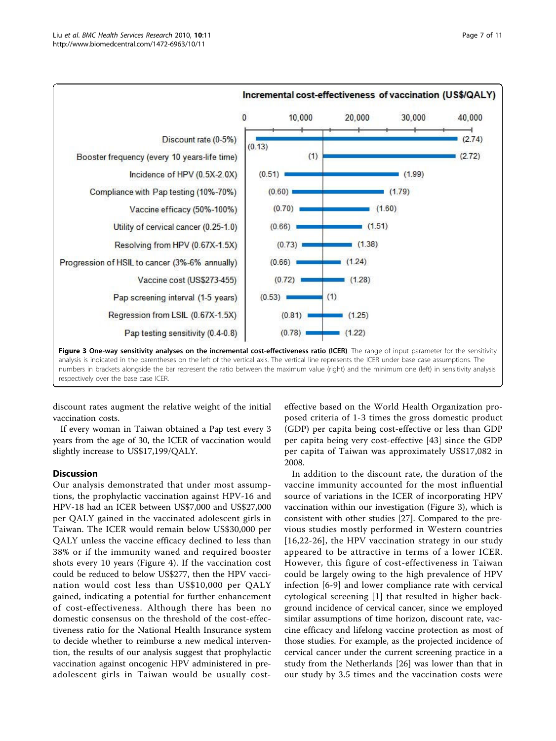**Figure 3 One-way sensitivity analyses on the incremental cost-effectiveness ratio (ICER).** The range of input parameter for the sensitivity analysis is indicated in the parentheses on the left of the vertical axis. The vertical line represents the ICER under base case assumptions. The numbers in brackets alongside the bar represent the ratio between the maximum value (right) and the minimum one (left) in sensitivity analysis respectively over the base case ICER.

discount rates augment the relative weight of the initial vaccination costs.

If every woman in Taiwan obtained a Pap test every 3 years from the age of 30, the ICER of vaccination would slightly increase to US$17,199/QALY.

## Discussion

Our analysis demonstrated that under most assumptions, the prophylactic vaccination against HPV-16 and HPV-18 had an ICER between US$7,000 and US$27,000 per QALY gained in the vaccinated adolescent girls in Taiwan. The ICER would remain below US$30,000 per QALY unless the vaccine efficacy declined to less than 38% or if the immunity waned and required booster shots every 10 years (Figure 4). If the vaccination cost could be reduced to below US$277, then the HPV vaccination would cost less than US$10,000 per QALY gained, indicating a potential for further enhancement of cost-effectiveness. Although there has been no domestic consensus on the threshold of the cost-effectiveness ratio for the National Health Insurance system to decide whether to reimburse a new medical intervention, the results of our analysis suggest that prophylactic vaccination against oncogenic HPV administered in pre-adolescent girls in Taiwan would be usually cost-effective based on the World Health Organization proposed criteria of 1-3 times the gross domestic product (GDP) per capita being cost-effective or less than GDP per capita being very cost-effective [43] since the GDP per capita of Taiwan was approximately US$17,082 in 2008.

In addition to the discount rate, the duration of the vaccine immunity accounted for the most influential source of variations in the ICER of incorporating HPV vaccination within our investigation (Figure 3), which is consistent with other studies [27]. Compared to the previous studies mostly performed in Western countries [16,22-26], the HPV vaccination strategy in our study appeared to be attractive in terms of a lower ICER. However, this figure of cost-effectiveness in Taiwan could be largely owing to the high prevalence of HPV infection [6-9] and lower compliance rate with cervical cytological screening [1] that resulted in higher background incidence of cervical cancer, since we employed similar assumptions of time horizon, discount rate, vaccine efficacy and lifelong vaccine protection as most of those studies. For example, as the projected incidence of cervical cancer under the current screening practice in a study from the Netherlands [26] was lower than that in our study by 3.5 times and the vaccination costs were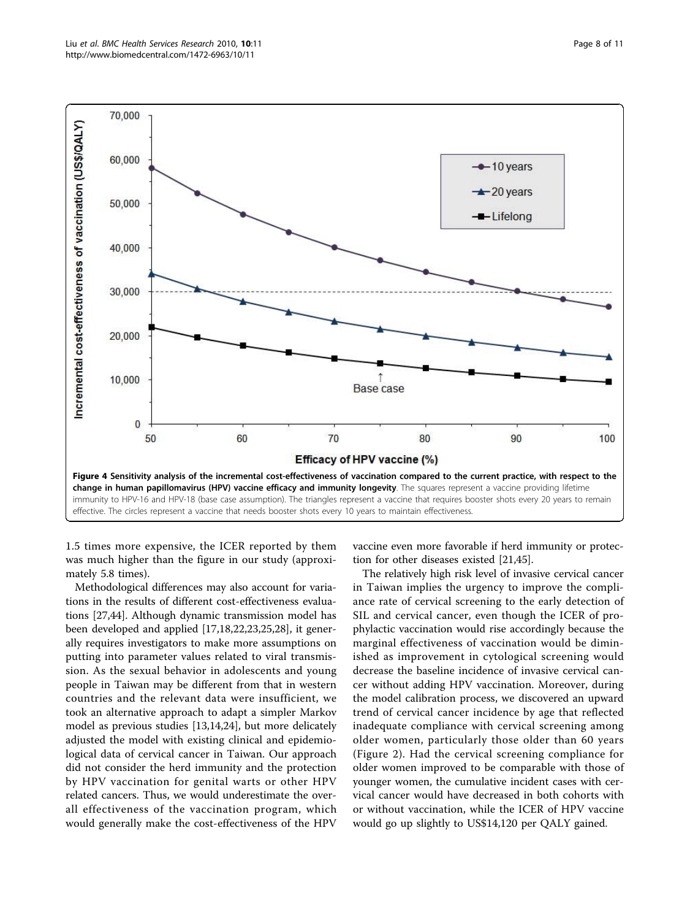**Figure 4 Sensitivity analysis of the incremental cost-effectiveness of vaccination compared to the current practice, with respect to the change in human papillomavirus (HPV) vaccine efficacy and immunity longevity**. The squares represent a vaccine providing lifetime immunity to HPV-16 and HPV-18 (base case assumption). The triangles represent a vaccine that requires booster shots every 20 years to remain effective. The circles represent a vaccine that needs booster shots every 10 years to maintain effectiveness.

1.5 times more expensive, the ICER reported by them was much higher than the figure in our study (approximately 5.8 times).

Methodological differences may also account for variations in the results of different cost-effectiveness evaluations [27,44]. Although dynamic transmission model has been developed and applied [17,18,22,23,25,28], it generally requires investigators to make more assumptions on putting into parameter values related to viral transmission. As the sexual behavior in adolescents and young people in Taiwan may be different from that in western countries and the relevant data were insufficient, we took an alternative approach to adapt a simpler Markov model as previous studies [13,14,24], but more delicately adjusted the model with existing clinical and epidemiological data of cervical cancer in Taiwan. Our approach did not consider the herd immunity and the protection by HPV vaccination for genital warts or other HPV related cancers. Thus, we would underestimate the overall effectiveness of the vaccination program, which would generally make the cost-effectiveness of the HPV vaccine even more favorable if herd immunity or protection for other diseases existed [21,45].

The relatively high risk level of invasive cervical cancer in Taiwan implies the urgency to improve the compliance rate of cervical screening to the early detection of SIL and cervical cancer, even though the ICER of prophylactic vaccination would rise accordingly because the marginal effectiveness of vaccination would be diminished as improvement in cytological screening would decrease the baseline incidence of invasive cervical cancer without adding HPV vaccination. Moreover, during the model calibration process, we discovered an upward trend of cervical cancer incidence by age that reflected inadequate compliance with cervical screening among older women, particularly those older than 60 years (Figure 2). Had the cervical screening compliance for older women improved to be comparable with those of younger women, the cumulative incident cases with cervical cancer would have decreased in both cohorts with or without vaccination, while the ICER of HPV vaccine would go up slightly to US$14,120 per QALY gained.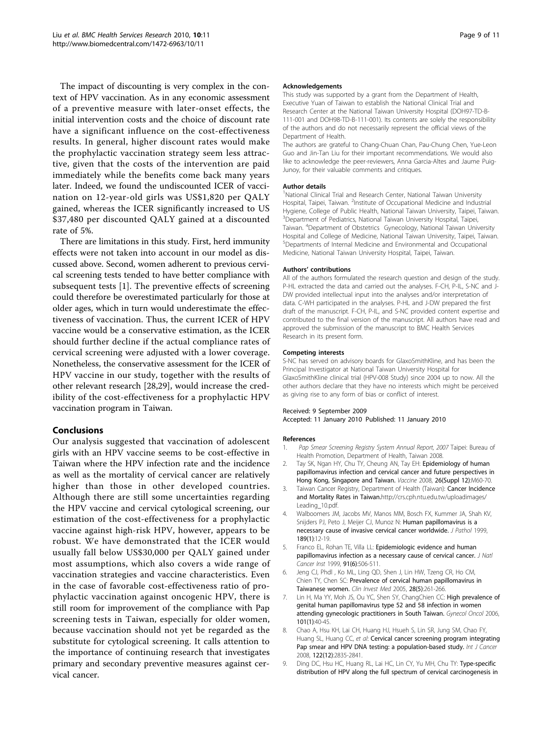The impact of discounting is very complex in the context of HPV vaccination. As in any economic assessment of a preventive measure with later-onset effects, the initial intervention costs and the choice of discount rate have a significant influence on the cost-effectiveness results. In general, higher discount rates would make the prophylactic vaccination strategy seem less attractive, given that the costs of the intervention are paid immediately while the benefits come back many years later. Indeed, we found the undiscounted ICER of vaccination on 12-year-old girls was US$1,820 per QALY gained, whereas the ICER significantly increased to US $37,480 per discounted QALY gained at a discounted rate of 5%.

There are limitations in this study. First, herd immunity effects were not taken into account in our model as discussed above. Second, women adherent to previous cervical screening tests tended to have better compliance with subsequent tests [1]. The preventive effects of screening could therefore be overestimated particularly for those at older ages, which in turn would underestimate the effectiveness of vaccination. Thus, the current ICER of HPV vaccine would be a conservative estimation, as the ICER should further decline if the actual compliance rates of cervical screening were adjusted with a lower coverage. Nonetheless, the conservative assessment for the ICER of HPV vaccine in our study, together with the results of other relevant research [28,29], would increase the credibility of the cost-effectiveness for a prophylactic HPV vaccination program in Taiwan.

## Conclusions

Our analysis suggested that vaccination of adolescent girls with an HPV vaccine seems to be cost-effective in Taiwan where the HPV infection rate and the incidence as well as the mortality of cervical cancer are relatively higher than those in other developed countries. Although there are still some uncertainties regarding the HPV vaccine and cervical cytological screening, our estimation of the cost-effectiveness for a prophylactic vaccine against high-risk HPV, however, appears to be robust. We have demonstrated that the ICER would usually fall below US$30,000 per QALY gained under most assumptions, which also covers a wide range of vaccination strategies and vaccine characteristics. Even in the case of favorable cost-effectiveness ratio of prophylactic vaccination against oncogenic HPV, there is still room for improvement of the compliance with Pap screening tests in Taiwan, especially for older women, because vaccination should not yet be regarded as the substitute for cytological screening. It calls attention to the importance of continuing research that investigates primary and secondary preventive measures against cervical cancer.

#### Acknowledgements

This study was supported by a grant from the Department of Health, Executive Yuan of Taiwan to establish the National Clinical Trial and Research Center at the National Taiwan University Hospital (DOH97-TD-B-111-001 and DOH98-TD-B-111-001). Its contents are solely the responsibility of the authors and do not necessarily represent the official views of the Department of Health.

The authors are grateful to Chang-Chuan Chan, Pau-Chung Chen, Yue-Leon Guo and Jin-Tan Liu for their important recommendations. We would also like to acknowledge the peer-reviewers, Anna Garcia-Altes and Jaume Puig-Junoy, for their valuable comments and critiques.

#### Author details

[1]National Clinical Trial and Research Center, National Taiwan University Hospital, Taipei, Taiwan. [2]Institute of Occupational Medicine and Industrial Hygiene, College of Public Health, National Taiwan University, Taipei, Taiwan. [3]Department of Pediatrics, National Taiwan University Hospital, Taipei, Taiwan. [4]Department of Obstetrics Gynecology, National Taiwan University Hospital and College of Medicine, National Taiwan University, Taipei, Taiwan. [5]Departments of Internal Medicine and Environmental and Occupational Medicine, National Taiwan University Hospital, Taipei, Taiwan.

#### Authors' contributions

All of the authors formulated the research question and design of the study. P-HL extracted the data and carried out the analyses. F-CH, P-IL, S-NC and J-DW provided intellectual input into the analyses and/or interpretation of data. C-WH participated in the analyses. P-HL and J-DW prepared the first draft of the manuscript. F-CH, P-IL, and S-NC provided content expertise and contributed to the final version of the manuscript. All authors have read and approved the submission of the manuscript to BMC Health Services Research in its present form.

#### Competing interests

S-NC has served on advisory boards for GlaxoSmithKline, and has been the Principal Investigator at National Taiwan University Hospital for GlaxoSmithKline clinical trial (HPV-008 Study) since 2004 up to now. All the other authors declare that they have no interests which might be perceived as giving rise to any form of bias or conflict of interest.

Received: 9 September 2009
Accepted: 11 January 2010 Published: 11 January 2010

#### References

1. *Pap Smear Screening Registry System Annual Report, 2007* Taipei: Bureau of Health Promotion, Department of Health, Taiwan 2008.
2. Tay SK, Ngan HY, Chu TY, Cheung AN, Tay EH: **Epidemiology of human papillomavirus infection and cervical cancer and future perspectives in Hong Kong, Singapore and Taiwan.** *Vaccine* 2008, **26(Suppl 12)**:M60-70.
3. Taiwan Cancer Registry, Department of Health (Taiwan): **Cancer Incidence and Mortality Rates in Taiwan.**http://crs.cph.ntu.edu.tw/uploadimages/Leading_10.pdf.
4. Walboomers JM, Jacobs MV, Manos MM, Bosch FX, Kummer JA, Shah KV, Snijders PJ, Peto J, Meijer CJ, Munoz N: **Human papillomavirus is a necessary cause of invasive cervical cancer worldwide.** *J Pathol* 1999, **189(1)**:12-19.
5. Franco EL, Rohan TE, Villa LL: **Epidemiologic evidence and human papillomavirus infection as a necessary cause of cervical cancer.** *J Natl Cancer Inst* 1999, **91(6)**:506-511.
6. Jeng CJ, PhdI , Ko ML, Ling QD, Shen J, Lin HW, Tzeng CR, Ho CM, Chien TY, Chen SC: **Prevalence of cervical human papillomavirus in Taiwanese women.** *Clin Invest Med* 2005, **28(5)**:261-266.
7. Lin H, Ma YY, Moh JS, Ou YC, Shen SY, ChangChien CC: **High prevalence of genital human papillomavirus type 52 and 58 infection in women attending gynecologic practitioners in South Taiwan.** *Gynecol Oncol* 2006, **101(1)**:40-45.
8. Chao A, Hsu KH, Lai CH, Huang HJ, Hsueh S, Lin SR, Jung SM, Chao FY, Huang SL, Huang CC, *et al*: **Cervical cancer screening program integrating Pap smear and HPV DNA testing: a population-based study.** *Int J Cancer* 2008, **122(12)**:2835-2841.
9. Ding DC, Hsu HC, Huang RL, Lai HC, Lin CY, Yu MH, Chu TY: **Type-specific distribution of HPV along the full spectrum of cervical carcinogenesis in**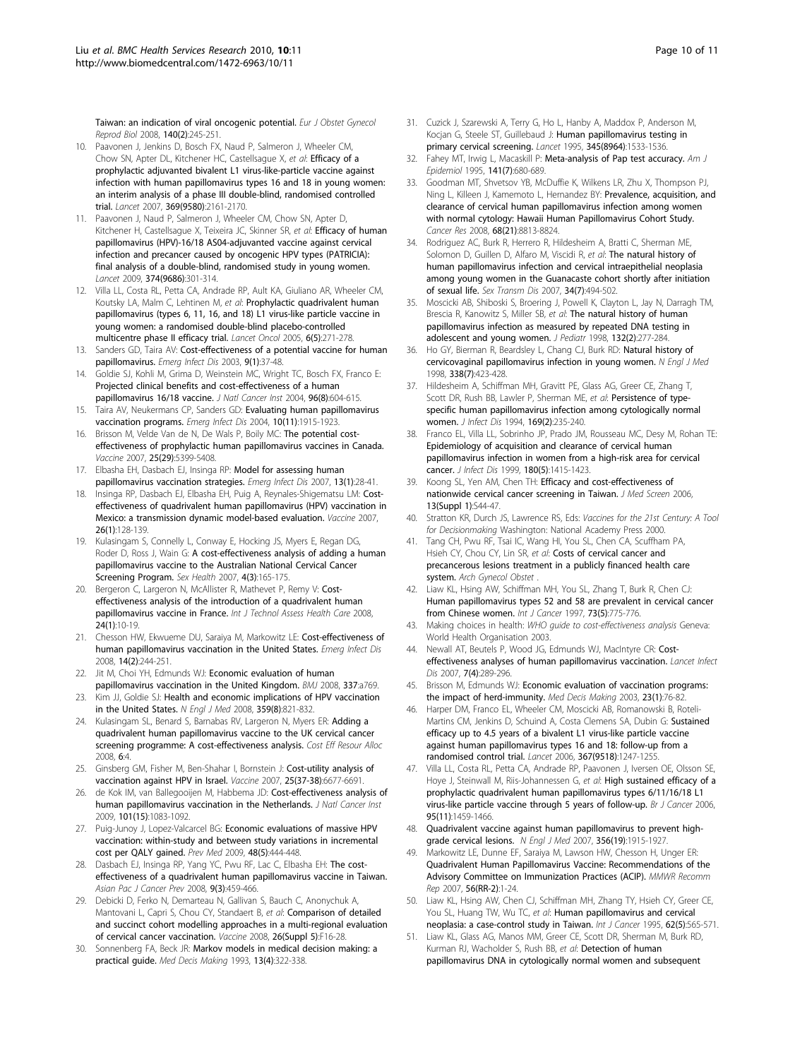Taiwan: an indication of viral oncogenic potential. *Eur J Obstet Gynecol Reprod Biol* 2008, 140(2):245-251.

10. Paavonen J, Jenkins D, Bosch FX, Naud P, Salmeron J, Wheeler CM, Chow SN, Apter DL, Kitchener HC, Castellsague X, *et al*: **Efficacy of a prophylactic adjuvanted bivalent L1 virus-like-particle vaccine against infection with human papillomavirus types 16 and 18 in young women: an interim analysis of a phase III double-blind, randomised controlled trial.** *Lancet* 2007, 369(9580):2161-2170.
11. Paavonen J, Naud P, Salmeron J, Wheeler CM, Chow SN, Apter D, Kitchener H, Castellsague X, Teixeira JC, Skinner SR, *et al*: **Efficacy of human papillomavirus (HPV)-16/18 AS04-adjuvanted vaccine against cervical infection and precancer caused by oncogenic HPV types (PATRICIA): final analysis of a double-blind, randomised study in young women.** *Lancet* 2009, 374(9686):301-314.
12. Villa LL, Costa RL, Petta CA, Andrade RP, Ault KA, Giuliano AR, Wheeler CM, Koutsky LA, Malm C, Lehtinen M, *et al*: **Prophylactic quadrivalent human papillomavirus (types 6, 11, 16, and 18) L1 virus-like particle vaccine in young women: a randomised double-blind placebo-controlled multicentre phase II efficacy trial.** *Lancet Oncol* 2005, 6(5):271-278.
13. Sanders GD, Taira AV: **Cost-effectiveness of a potential vaccine for human papillomavirus.** *Emerg Infect Dis* 2003, 9(1):37-48.
14. Goldie SJ, Kohli M, Grima D, Weinstein MC, Wright TC, Bosch FX, Franco E: **Projected clinical benefits and cost-effectiveness of a human papillomavirus 16/18 vaccine.** *J Natl Cancer Inst* 2004, 96(8):604-615.
15. Taira AV, Neukermans CP, Sanders GD: **Evaluating human papillomavirus vaccination programs.** *Emerg Infect Dis* 2004, 10(11):1915-1923.
16. Brisson M, Velde Van de N, De Wals P, Boily MC: **The potential cost-effectiveness of prophylactic human papillomavirus vaccines in Canada.** *Vaccine* 2007, 25(29):5399-5408.
17. Elbasha EH, Dasbach EJ, Insinga RP: **Model for assessing human papillomavirus vaccination strategies.** *Emerg Infect Dis* 2007, 13(1):28-41.
18. Insinga RP, Dasbach EJ, Elbasha EH, Puig A, Reynales-Shigematsu LM: **Cost-effectiveness of quadrivalent human papillomavirus (HPV) vaccination in Mexico: a transmission dynamic model-based evaluation.** *Vaccine* 2007, 26(1):128-139.
19. Kulasingam S, Connelly L, Conway E, Hocking JS, Myers E, Regan DG, Roder D, Ross J, Wain G: **A cost-effectiveness analysis of adding a human papillomavirus vaccine to the Australian National Cervical Cancer Screening Program.** *Sex Health* 2007, 4(3):165-175.
20. Bergeron C, Largeron N, McAllister R, Mathevet P, Remy V: **Cost-effectiveness analysis of the introduction of a quadrivalent human papillomavirus vaccine in France.** *Int J Technol Assess Health Care* 2008, 24(1):10-19.
21. Chesson HW, Ekwueme DU, Saraiya M, Markowitz LE: **Cost-effectiveness of human papillomavirus vaccination in the United States.** *Emerg Infect Dis* 2008, 14(2):244-251.
22. Jit M, Choi YH, Edmunds WJ: **Economic evaluation of human papillomavirus vaccination in the United Kingdom.** *BMJ* 2008, 337:a769.
23. Kim JJ, Goldie SJ: **Health and economic implications of HPV vaccination in the United States.** *N Engl J Med* 2008, 359(8):821-832.
24. Kulasingam SL, Benard S, Barnabas RV, Largeron N, Myers ER: **Adding a quadrivalent human papillomavirus vaccine to the UK cervical cancer screening programme: A cost-effectiveness analysis.** *Cost Eff Resour Alloc* 2008, 6:4.
25. Ginsberg GM, Fisher M, Ben-Shahar I, Bornstein J: **Cost-utility analysis of vaccination against HPV in Israel.** *Vaccine* 2007, 25(37-38):6677-6691.
26. de Kok IM, van Ballegooijen M, Habbema JD: **Cost-effectiveness analysis of human papillomavirus vaccination in the Netherlands.** *J Natl Cancer Inst* 2009, 101(15):1083-1092.
27. Puig-Junoy J, Lopez-Valcarcel BG: **Economic evaluations of massive HPV vaccination: within-study and between study variations in incremental cost per QALY gained.** *Prev Med* 2009, 48(5):444-448.
28. Dasbach EJ, Insinga RP, Yang YC, Pwu RF, Lac C, Elbasha EH: **The cost-effectiveness of a quadrivalent human papillomavirus vaccine in Taiwan.** *Asian Pac J Cancer Prev* 2008, 9(3):459-466.
29. Debicki D, Ferko N, Demarteau N, Gallivan S, Bauch C, Anonychuk A, Mantovani L, Capri S, Chou CY, Standaert B, *et al*: **Comparison of detailed and succinct cohort modelling approaches in a multi-regional evaluation of cervical cancer vaccination.** *Vaccine* 2008, 26(Suppl 5):F16-28.
30. Sonnenberg FA, Beck JR: **Markov models in medical decision making: a practical guide.** *Med Decis Making* 1993, 13(4):322-338.
31. Cuzick J, Szarewski A, Terry G, Ho L, Hanby A, Maddox P, Anderson M, Kocjan G, Steele ST, Guillebaud J: **Human papillomavirus testing in primary cervical screening.** *Lancet* 1995, 345(8964):1533-1536.
32. Fahey MT, Irwig L, Macaskill P: **Meta-analysis of Pap test accuracy.** *Am J Epidemiol* 1995, 141(7):680-689.
33. Goodman MT, Shvetsov YB, McDuffie K, Wilkens LR, Zhu X, Thompson PJ, Ning L, Killeen J, Kamemoto L, Hernandez BY: **Prevalence, acquisition, and clearance of cervical human papillomavirus infection among women with normal cytology: Hawaii Human Papillomavirus Cohort Study.** *Cancer Res* 2008, 68(21):8813-8824.
34. Rodriguez AC, Burk R, Herrero R, Hildesheim A, Bratti C, Sherman ME, Solomon D, Guillen D, Alfaro M, Viscidi R, *et al*: **The natural history of human papillomavirus infection and cervical intraepithelial neoplasia among young women in the Guanacaste cohort shortly after initiation of sexual life.** *Sex Transm Dis* 2007, 34(7):494-502.
35. Moscicki AB, Shiboski S, Broering J, Powell K, Clayton L, Jay N, Darragh TM, Brescia R, Kanowitz S, Miller SB, *et al*: **The natural history of human papillomavirus infection as measured by repeated DNA testing in adolescent and young women.** *J Pediatr* 1998, 132(2):277-284.
36. Ho GY, Bierman R, Beardsley L, Chang CJ, Burk RD: **Natural history of cervicovaginal papillomavirus infection in young women.** *N Engl J Med* 1998, 338(7):423-428.
37. Hildesheim A, Schiffman MH, Gravitt PE, Glass AG, Greer CE, Zhang T, Scott DR, Rush BB, Lawler P, Sherman ME, *et al*: **Persistence of type-specific human papillomavirus infection among cytologically normal women.** *J Infect Dis* 1994, 169(2):235-240.
38. Franco EL, Villa LL, Sobrinho JP, Prado JM, Rousseau MC, Desy M, Rohan TE: **Epidemiology of acquisition and clearance of cervical human papillomavirus infection in women from a high-risk area for cervical cancer.** *J Infect Dis* 1999, 180(5):1415-1423.
39. Koong SL, Yen AM, Chen TH: **Efficacy and cost-effectiveness of nationwide cervical cancer screening in Taiwan.** *J Med Screen* 2006, 13(Suppl 1):S44-47.
40. Stratton KR, Durch JS, Lawrence RS, Eds: *Vaccines for the 21st Century: A Tool for Decisionmaking* Washington: National Academy Press 2000.
41. Tang CH, Pwu RF, Tsai IC, Wang HI, You SL, Chen CA, Scuffham PA, Hsieh CY, Chou CY, Lin SR, *et al*: **Costs of cervical cancer and precancerous lesions treatment in a publicly financed health care system.** *Arch Gynecol Obstet* .
42. Liaw KL, Hsing AW, Schiffman MH, You SL, Zhang T, Burk R, Chen CJ: **Human papillomavirus types 52 and 58 are prevalent in cervical cancer from Chinese women.** *Int J Cancer* 1997, 73(5):775-776.
43. Making choices in health: *WHO guide to cost-effectiveness analysis* Geneva: World Health Organisation 2003.
44. Newall AT, Beutels P, Wood JG, Edmunds WJ, MacIntyre CR: **Cost-effectiveness analyses of human papillomavirus vaccination.** *Lancet Infect Dis* 2007, 7(4):289-296.
45. Brisson M, Edmunds WJ: **Economic evaluation of vaccination programs: the impact of herd-immunity.** *Med Decis Making* 2003, 23(1):76-82.
46. Harper DM, Franco EL, Wheeler CM, Moscicki AB, Romanowski B, Roteli-Martins CM, Jenkins D, Schuind A, Costa Clemens SA, Dubin G: **Sustained efficacy up to 4.5 years of a bivalent L1 virus-like particle vaccine against human papillomavirus types 16 and 18: follow-up from a randomised control trial.** *Lancet* 2006, 367(9518):1247-1255.
47. Villa LL, Costa RL, Petta CA, Andrade RP, Paavonen J, Iversen OE, Olsson SE, Hoye J, Steinwall M, Riis-Johannessen G, *et al*: **High sustained efficacy of a prophylactic quadrivalent human papillomavirus types 6/11/16/18 L1 virus-like particle vaccine through 5 years of follow-up.** *Br J Cancer* 2006, 95(11):1459-1466.
48. **Quadrivalent vaccine against human papillomavirus to prevent high-grade cervical lesions.** *N Engl J Med* 2007, 356(19):1915-1927.
49. Markowitz LE, Dunne EF, Saraiya M, Lawson HW, Chesson H, Unger ER: **Quadrivalent Human Papillomavirus Vaccine: Recommendations of the Advisory Committee on Immunization Practices (ACIP).** *MMWR Recomm Rep* 2007, 56(RR-2):1-24.
50. Liaw KL, Hsing AW, Chen CJ, Schiffman MH, Zhang TY, Hsieh CY, Greer CE, You SL, Huang TW, Wu TC, *et al*: **Human papillomavirus and cervical neoplasia: a case-control study in Taiwan.** *Int J Cancer* 1995, 62(5):565-571.
51. Liaw KL, Glass AG, Manos MM, Greer CE, Scott DR, Sherman M, Burk RD, Kurman RJ, Wacholder S, Rush BB, *et al*: **Detection of human papillomavirus DNA in cytologically normal women and subsequent**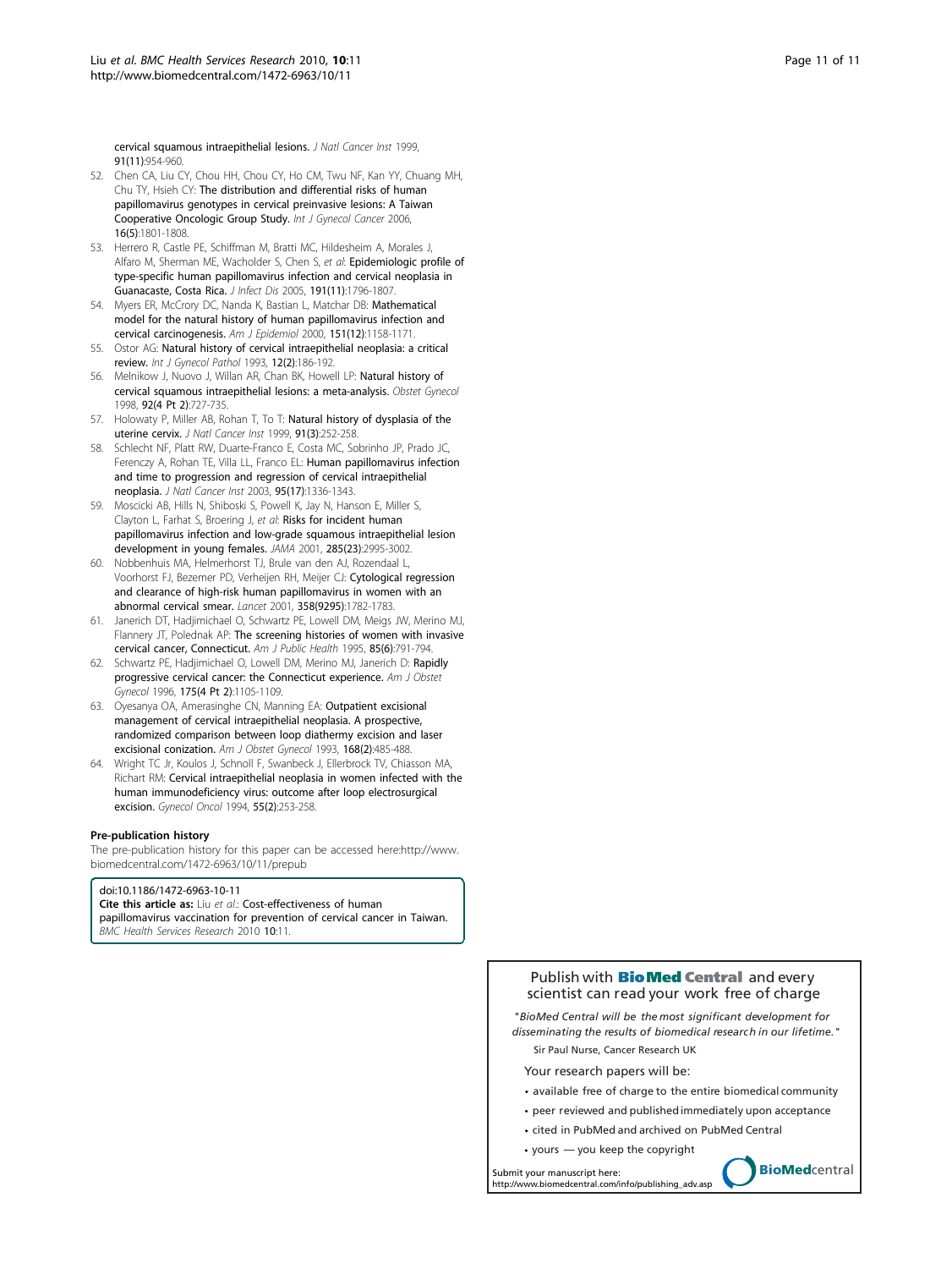cervical squamous intraepithelial lesions. *J Natl Cancer Inst* 1999, **91(11)**:954-960.

52. Chen CA, Liu CY, Chou HH, Chou CY, Ho CM, Twu NF, Kan YY, Chuang MH, Chu TY, Hsieh CY: **The distribution and differential risks of human papillomavirus genotypes in cervical preinvasive lesions: A Taiwan Cooperative Oncologic Group Study.** *Int J Gynecol Cancer* 2006, **16(5)**:1801-1808.
53. Herrero R, Castle PE, Schiffman M, Bratti MC, Hildesheim A, Morales J, Alfaro M, Sherman ME, Wacholder S, Chen S, *et al*: **Epidemiologic profile of type-specific human papillomavirus infection and cervical neoplasia in Guanacaste, Costa Rica.** *J Infect Dis* 2005, **191(11)**:1796-1807.
54. Myers ER, McCrory DC, Nanda K, Bastian L, Matchar DB: **Mathematical model for the natural history of human papillomavirus infection and cervical carcinogenesis.** *Am J Epidemiol* 2000, **151(12)**:1158-1171.
55. Ostor AG: **Natural history of cervical intraepithelial neoplasia: a critical review.** *Int J Gynecol Pathol* 1993, **12(2)**:186-192.
56. Melnikow J, Nuovo J, Willan AR, Chan BK, Howell LP: **Natural history of cervical squamous intraepithelial lesions: a meta-analysis.** *Obstet Gynecol* 1998, **92(4 Pt 2)**:727-735.
57. Holowaty P, Miller AB, Rohan T, To T: **Natural history of dysplasia of the uterine cervix.** *J Natl Cancer Inst* 1999, **91(3)**:252-258.
58. Schlecht NF, Platt RW, Duarte-Franco E, Costa MC, Sobrinho JP, Prado JC, Ferenczy A, Rohan TE, Villa LL, Franco EL: **Human papillomavirus infection and time to progression and regression of cervical intraepithelial neoplasia.** *J Natl Cancer Inst* 2003, **95(17)**:1336-1343.
59. Moscicki AB, Hills N, Shiboski S, Powell K, Jay N, Hanson E, Miller S, Clayton L, Farhat S, Broering J, *et al*: **Risks for incident human papillomavirus infection and low-grade squamous intraepithelial lesion development in young females.** *JAMA* 2001, **285(23)**:2995-3002.
60. Nobbenhuis MA, Helmerhorst TJ, Brule van den AJ, Rozendaal L, Voorhorst FJ, Bezemer PD, Verheijen RH, Meijer CJ: **Cytological regression and clearance of high-risk human papillomavirus in women with an abnormal cervical smear.** *Lancet* 2001, **358(9295)**:1782-1783.
61. Janerich DT, Hadjimichael O, Schwartz PE, Lowell DM, Meigs JW, Merino MJ, Flannery JT, Polednak AP: **The screening histories of women with invasive cervical cancer, Connecticut.** *Am J Public Health* 1995, **85(6)**:791-794.
62. Schwartz PE, Hadjimichael O, Lowell DM, Merino MJ, Janerich D: **Rapidly progressive cervical cancer: the Connecticut experience.** *Am J Obstet Gynecol* 1996, **175(4 Pt 2)**:1105-1109.
63. Oyesanya OA, Amerasinghe CN, Manning EA: **Outpatient excisional management of cervical intraepithelial neoplasia. A prospective, randomized comparison between loop diathermy excision and laser excisional conization.** *Am J Obstet Gynecol* 1993, **168(2)**:485-488.
64. Wright TC Jr, Koulos J, Schnoll F, Swanbeck J, Ellerbrock TV, Chiasson MA, Richart RM: **Cervical intraepithelial neoplasia in women infected with the human immunodeficiency virus: outcome after loop electrosurgical excision.** *Gynecol Oncol* 1994, **55(2)**:253-258.

### Pre-publication history

The pre-publication history for this paper can be accessed here:http://www.biomedcentral.com/1472-6963/10/11/prepub

doi:10.1186/1472-6963-10-11
**Cite this article as:** Liu *et al.*: Cost-effectiveness of human papillomavirus vaccination for prevention of cervical cancer in Taiwan. *BMC Health Services Research* 2010 **10**:11.

Publish with **BioMed Central** and every scientist can read your work free of charge

"*BioMed Central will be the most significant development for disseminating the results of biomedical research in our lifetime.*"

Sir Paul Nurse, Cancer Research UK

Your research papers will be:

- available free of charge to the entire biomedical community
- peer reviewed and published immediately upon acceptance
- cited in PubMed and archived on PubMed Central
- yours — you keep the copyright

Submit your manuscript here:
http://www.biomedcentral.com/info/publishing_adv.asp

**BioMed**central